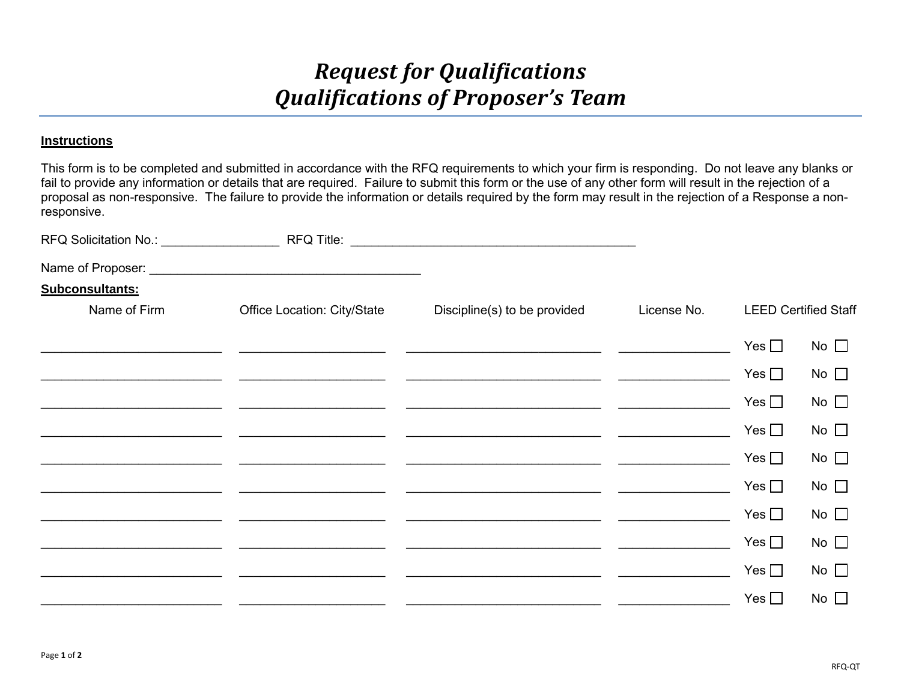# *Request for Qualifications*
# *Qualifications of Proposer's Team*

**Instructions**

This form is to be completed and submitted in accordance with the RFQ requirements to which your firm is responding. Do not leave any blanks or fail to provide any information or details that are required. Failure to submit this form or the use of any other form will result in the rejection of a proposal as non-responsive. The failure to provide the information or details required by the form may result in the rejection of a Response a non-responsive.

RFQ Solicitation No.: _________________ RFQ Title: ___________________________________________

Name of Proposer: _______________________________________

**Subconsultants:**

| Name of Firm | Office Location: City/State | Discipline(s) to be provided | License No. | LEED Certified Staff |
|---|---|---|---|---|
| | | | | Yes ☐ No ☐ |
| | | | | Yes ☐ No ☐ |
| | | | | Yes ☐ No ☐ |
| | | | | Yes ☐ No ☐ |
| | | | | Yes ☐ No ☐ |
| | | | | Yes ☐ No ☐ |
| | | | | Yes ☐ No ☐ |
| | | | | Yes ☐ No ☐ |
| | | | | Yes ☐ No ☐ |
| | | | | Yes ☐ No ☐ |

RFQ-QT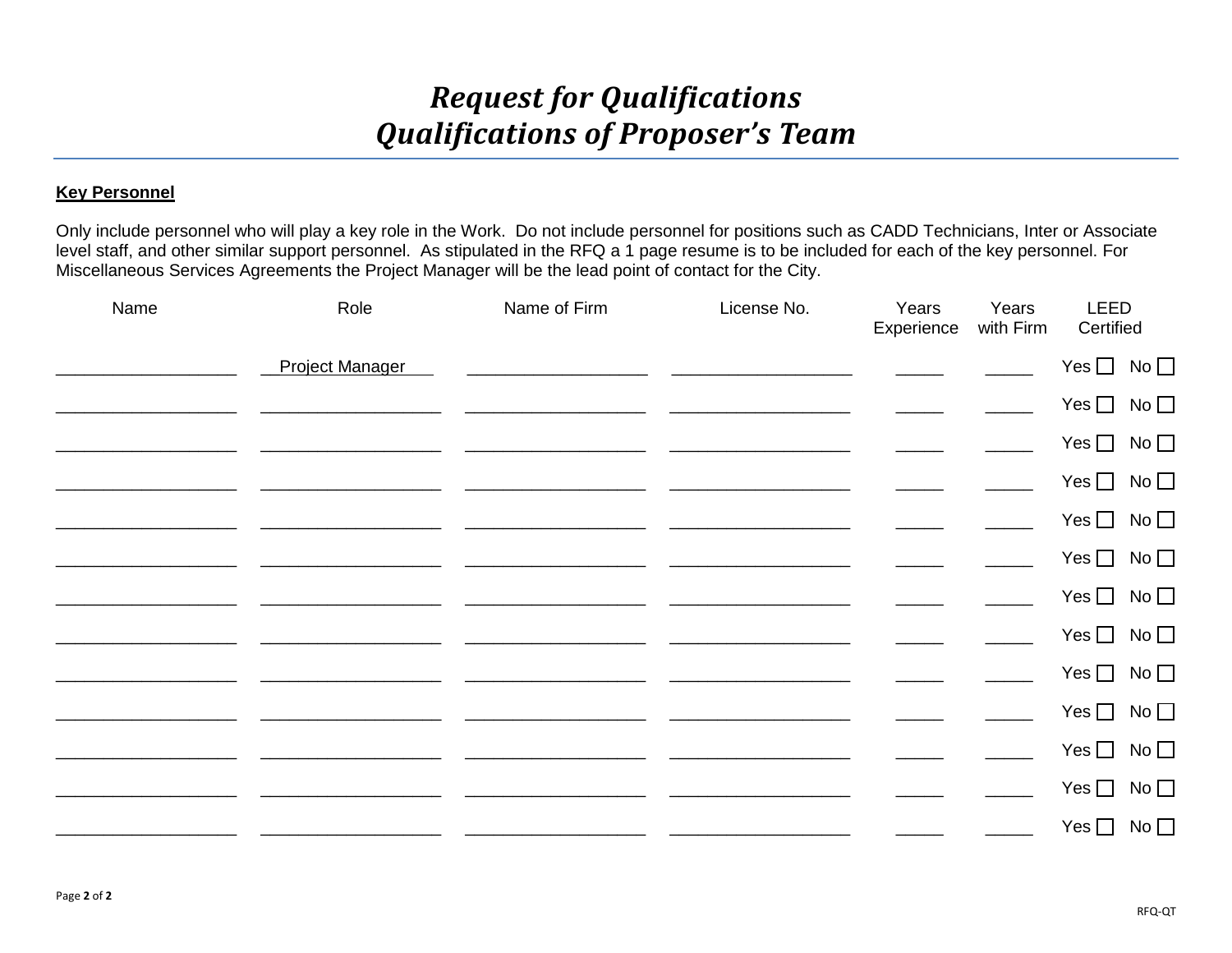# *Request for Qualifications*
# *Qualifications of Proposer's Team*

**Key Personnel**

Only include personnel who will play a key role in the Work. Do not include personnel for positions such as CADD Technicians, Inter or Associate level staff, and other similar support personnel. As stipulated in the RFQ a 1 page resume is to be included for each of the key personnel. For Miscellaneous Services Agreements the Project Manager will be the lead point of contact for the City.

| Name | Role | Name of Firm | License No. | Years Experience | Years with Firm | LEED Certified |
|---|---|---|---|---|---|---|
| | Project Manager | | | | | Yes ☐ No ☐ |
| | | | | | | Yes ☐ No ☐ |
| | | | | | | Yes ☐ No ☐ |
| | | | | | | Yes ☐ No ☐ |
| | | | | | | Yes ☐ No ☐ |
| | | | | | | Yes ☐ No ☐ |
| | | | | | | Yes ☐ No ☐ |
| | | | | | | Yes ☐ No ☐ |
| | | | | | | Yes ☐ No ☐ |
| | | | | | | Yes ☐ No ☐ |
| | | | | | | Yes ☐ No ☐ |
| | | | | | | Yes ☐ No ☐ |
| | | | | | | Yes ☐ No ☐ |

RFQ-QT